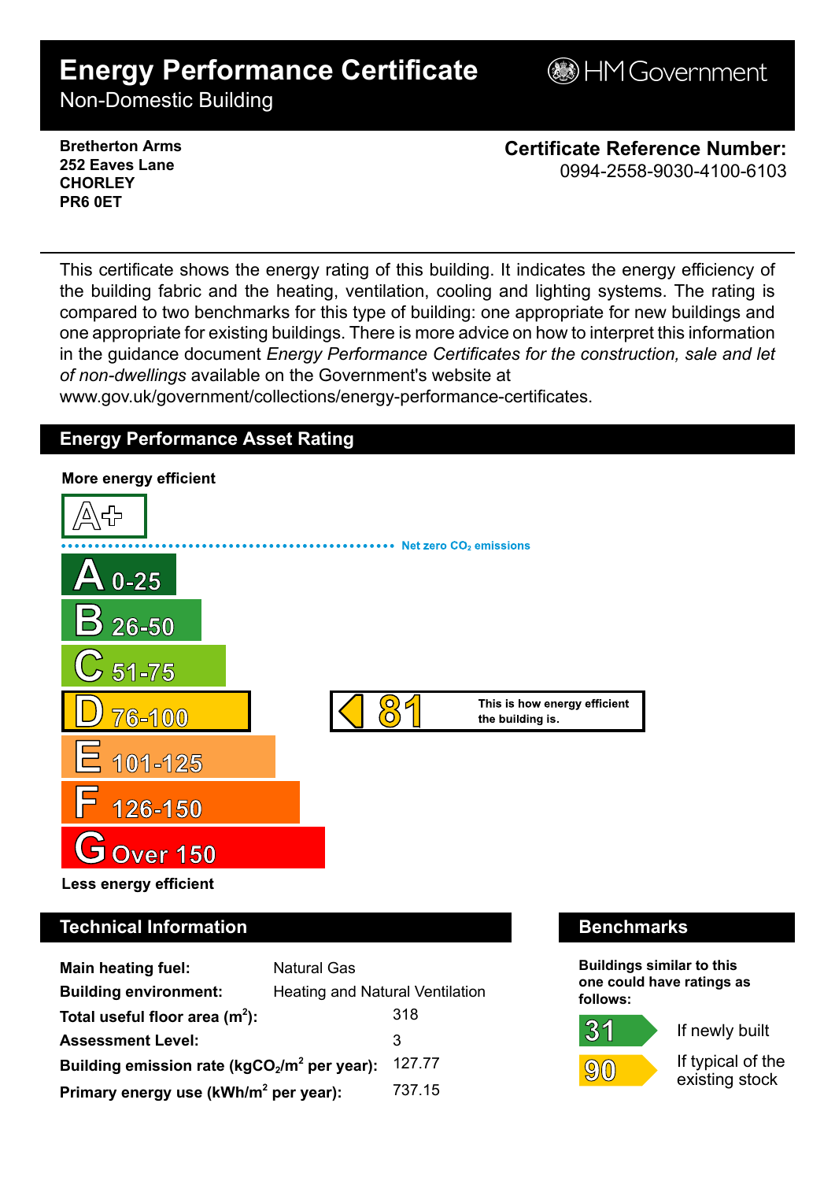# Energy Performance Certificate

Non-Domestic Building

HM Government

**Bretherton Arms**
**252 Eaves Lane**
**CHORLEY**
**PR6 0ET**

**Certificate Reference Number:**
0994-2558-9030-4100-6103

This certificate shows the energy rating of this building. It indicates the energy efficiency of the building fabric and the heating, ventilation, cooling and lighting systems. The rating is compared to two benchmarks for this type of building: one appropriate for new buildings and one appropriate for existing buildings. There is more advice on how to interpret this information in the guidance document *Energy Performance Certificates for the construction, sale and let of non-dwellings* available on the Government's website at www.gov.uk/government/collections/energy-performance-certificates.

## Energy Performance Asset Rating

**More energy efficient**

A+

Net zero $CO_2$ emissions

- A 0-25
- B 26-50
- C 51-75
- D 76-100 — **81** This is how energy efficient the building is.
- E 101-125
- F 126-150
- G Over 150

**Less energy efficient**

## Technical Information

| | |
|---|---|
| **Main heating fuel:** | Natural Gas |
| **Building environment:** | Heating and Natural Ventilation |
| **Total useful floor area ($m^2$):** | 318 |
| **Assessment Level:** | 3 |
| **Building emission rate ($kgCO_2/m^2$ per year):** | 127.77 |
| **Primary energy use ($kWh/m^2$ per year):** | 737.15 |

## Benchmarks

**Buildings similar to this one could have ratings as follows:**

- **31** If newly built
- **90** If typical of the existing stock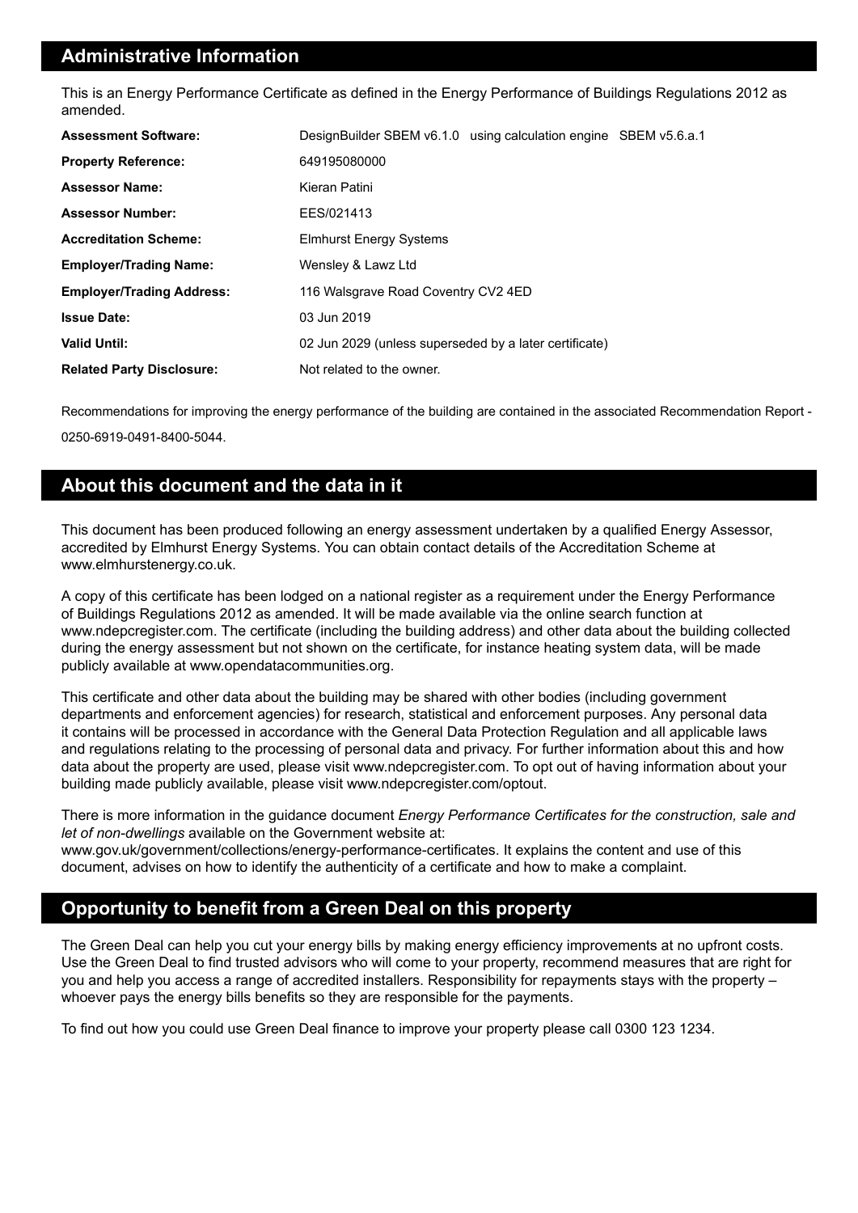## Administrative Information

This is an Energy Performance Certificate as defined in the Energy Performance of Buildings Regulations 2012 as amended.

| | |
|---|---|
| **Assessment Software:** | DesignBuilder SBEM v6.1.0 using calculation engine SBEM v5.6.a.1 |
| **Property Reference:** | 649195080000 |
| **Assessor Name:** | Kieran Patini |
| **Assessor Number:** | EES/021413 |
| **Accreditation Scheme:** | Elmhurst Energy Systems |
| **Employer/Trading Name:** | Wensley & Lawz Ltd |
| **Employer/Trading Address:** | 116 Walsgrave Road Coventry CV2 4ED |
| **Issue Date:** | 03 Jun 2019 |
| **Valid Until:** | 02 Jun 2029 (unless superseded by a later certificate) |
| **Related Party Disclosure:** | Not related to the owner. |

Recommendations for improving the energy performance of the building are contained in the associated Recommendation Report - 0250-6919-0491-8400-5044.

## About this document and the data in it

This document has been produced following an energy assessment undertaken by a qualified Energy Assessor, accredited by Elmhurst Energy Systems. You can obtain contact details of the Accreditation Scheme at www.elmhurstenergy.co.uk.

A copy of this certificate has been lodged on a national register as a requirement under the Energy Performance of Buildings Regulations 2012 as amended. It will be made available via the online search function at www.ndepcregister.com. The certificate (including the building address) and other data about the building collected during the energy assessment but not shown on the certificate, for instance heating system data, will be made publicly available at www.opendatacommunities.org.

This certificate and other data about the building may be shared with other bodies (including government departments and enforcement agencies) for research, statistical and enforcement purposes. Any personal data it contains will be processed in accordance with the General Data Protection Regulation and all applicable laws and regulations relating to the processing of personal data and privacy. For further information about this and how data about the property are used, please visit www.ndepcregister.com. To opt out of having information about your building made publicly available, please visit www.ndepcregister.com/optout.

There is more information in the guidance document *Energy Performance Certificates for the construction, sale and let of non-dwellings* available on the Government website at: www.gov.uk/government/collections/energy-performance-certificates. It explains the content and use of this document, advises on how to identify the authenticity of a certificate and how to make a complaint.

## Opportunity to benefit from a Green Deal on this property

The Green Deal can help you cut your energy bills by making energy efficiency improvements at no upfront costs. Use the Green Deal to find trusted advisors who will come to your property, recommend measures that are right for you and help you access a range of accredited installers. Responsibility for repayments stays with the property – whoever pays the energy bills benefits so they are responsible for the payments.

To find out how you could use Green Deal finance to improve your property please call 0300 123 1234.